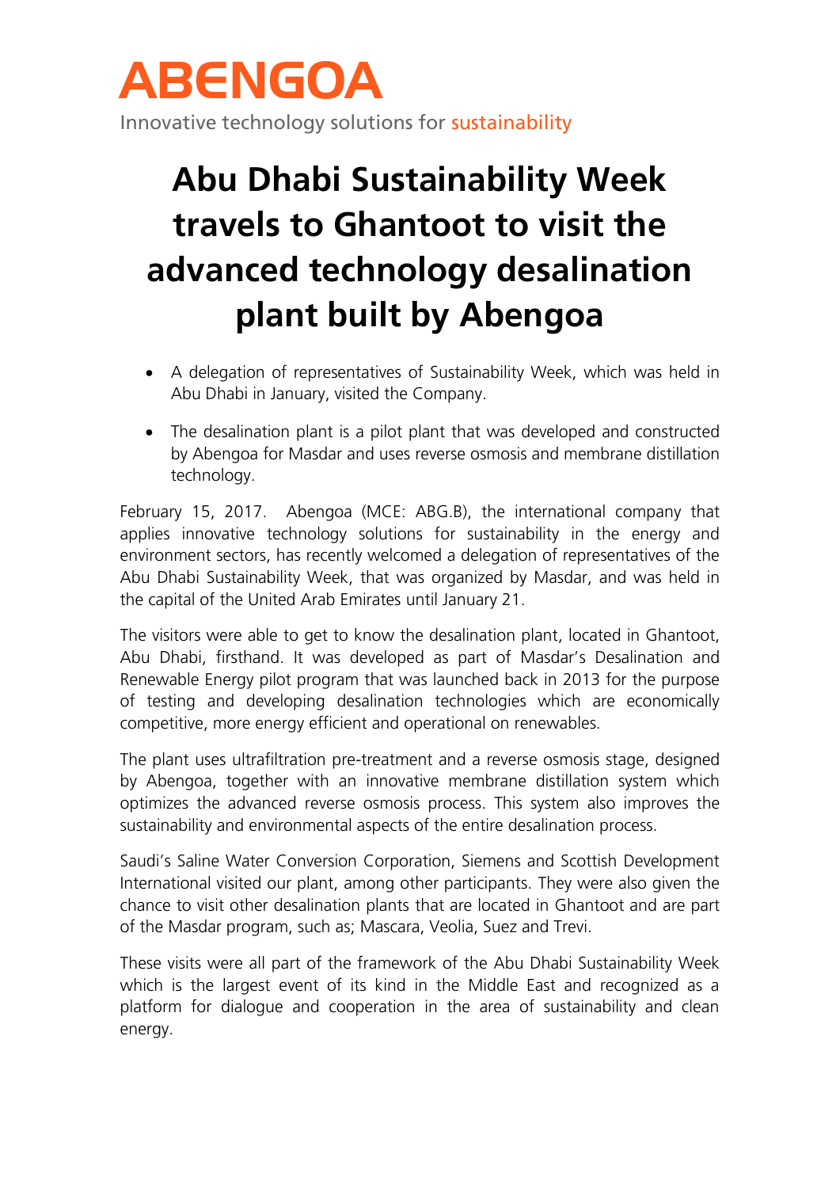ABENGOA

Innovative technology solutions for sustainability

# Abu Dhabi Sustainability Week travels to Ghantoot to visit the advanced technology desalination plant built by Abengoa

- A delegation of representatives of Sustainability Week, which was held in Abu Dhabi in January, visited the Company.
- The desalination plant is a pilot plant that was developed and constructed by Abengoa for Masdar and uses reverse osmosis and membrane distillation technology.

February 15, 2017. Abengoa (MCE: ABG.B), the international company that applies innovative technology solutions for sustainability in the energy and environment sectors, has recently welcomed a delegation of representatives of the Abu Dhabi Sustainability Week, that was organized by Masdar, and was held in the capital of the United Arab Emirates until January 21.

The visitors were able to get to know the desalination plant, located in Ghantoot, Abu Dhabi, firsthand. It was developed as part of Masdar's Desalination and Renewable Energy pilot program that was launched back in 2013 for the purpose of testing and developing desalination technologies which are economically competitive, more energy efficient and operational on renewables.

The plant uses ultrafiltration pre-treatment and a reverse osmosis stage, designed by Abengoa, together with an innovative membrane distillation system which optimizes the advanced reverse osmosis process. This system also improves the sustainability and environmental aspects of the entire desalination process.

Saudi's Saline Water Conversion Corporation, Siemens and Scottish Development International visited our plant, among other participants. They were also given the chance to visit other desalination plants that are located in Ghantoot and are part of the Masdar program, such as; Mascara, Veolia, Suez and Trevi.

These visits were all part of the framework of the Abu Dhabi Sustainability Week which is the largest event of its kind in the Middle East and recognized as a platform for dialogue and cooperation in the area of sustainability and clean energy.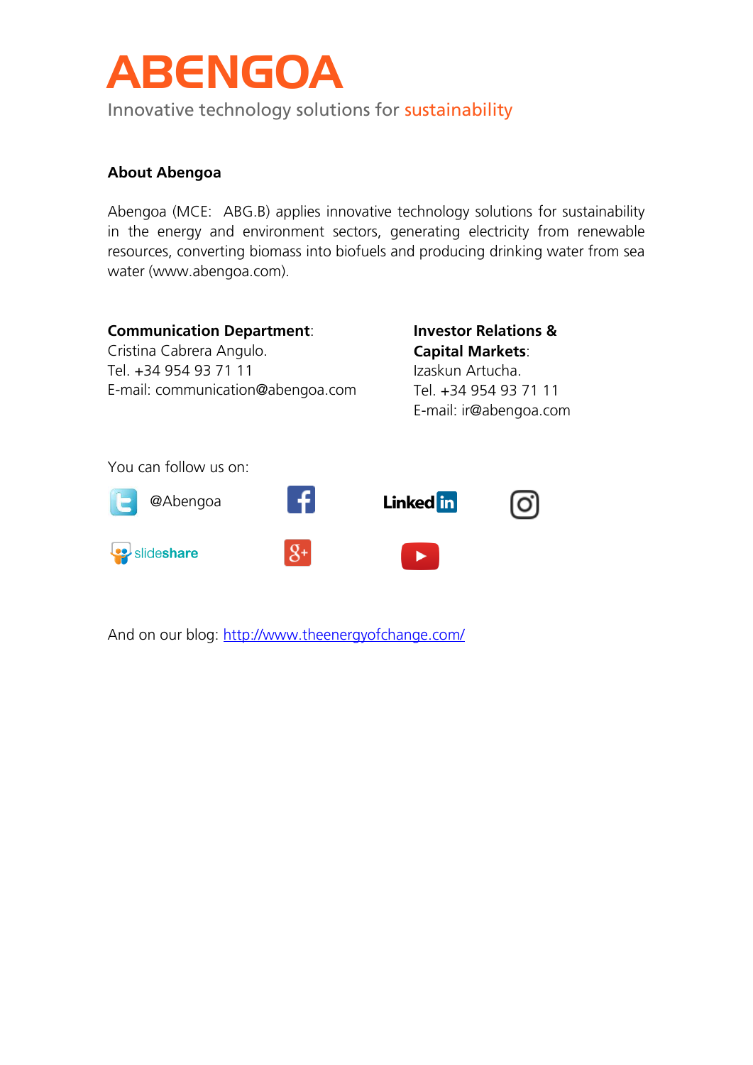# ABENGOA

Innovative technology solutions for sustainability

**About Abengoa**

Abengoa (MCE: ABG.B) applies innovative technology solutions for sustainability in the energy and environment sectors, generating electricity from renewable resources, converting biomass into biofuels and producing drinking water from sea water (www.abengoa.com).

**Communication Department**:
Cristina Cabrera Angulo.
Tel. +34 954 93 71 11
E-mail: communication@abengoa.com

**Investor Relations & Capital Markets**:
Izaskun Artucha.
Tel. +34 954 93 71 11
E-mail: ir@abengoa.com

You can follow us on:

@Abengoa

LinkedIn

slideshare

And on our blog: http://www.theenergyofchange.com/